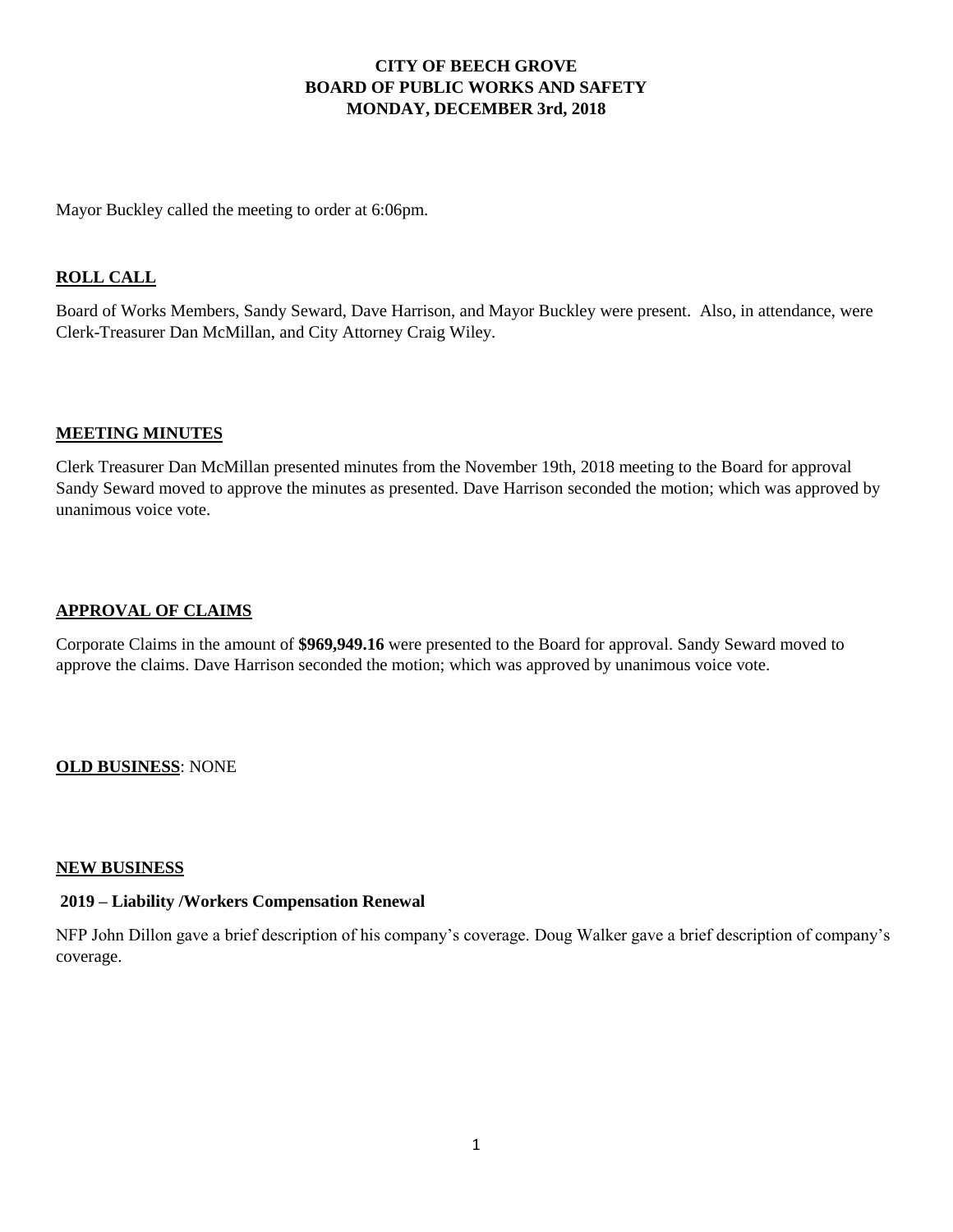# CITY OF BEECH GROVE
# BOARD OF PUBLIC WORKS AND SAFETY
# MONDAY, DECEMBER 3rd, 2018

Mayor Buckley called the meeting to order at 6:06pm.

## ROLL CALL

Board of Works Members, Sandy Seward, Dave Harrison, and Mayor Buckley were present. Also, in attendance, were Clerk-Treasurer Dan McMillan, and City Attorney Craig Wiley.

## MEETING MINUTES

Clerk Treasurer Dan McMillan presented minutes from the November 19th, 2018 meeting to the Board for approval Sandy Seward moved to approve the minutes as presented. Dave Harrison seconded the motion; which was approved by unanimous voice vote.

## APPROVAL OF CLAIMS

Corporate Claims in the amount of **$969,949.16** were presented to the Board for approval. Sandy Seward moved to approve the claims. Dave Harrison seconded the motion; which was approved by unanimous voice vote.

**OLD BUSINESS**: NONE

## NEW BUSINESS

### 2019 – Liability /Workers Compensation Renewal

NFP John Dillon gave a brief description of his company's coverage. Doug Walker gave a brief description of company's coverage.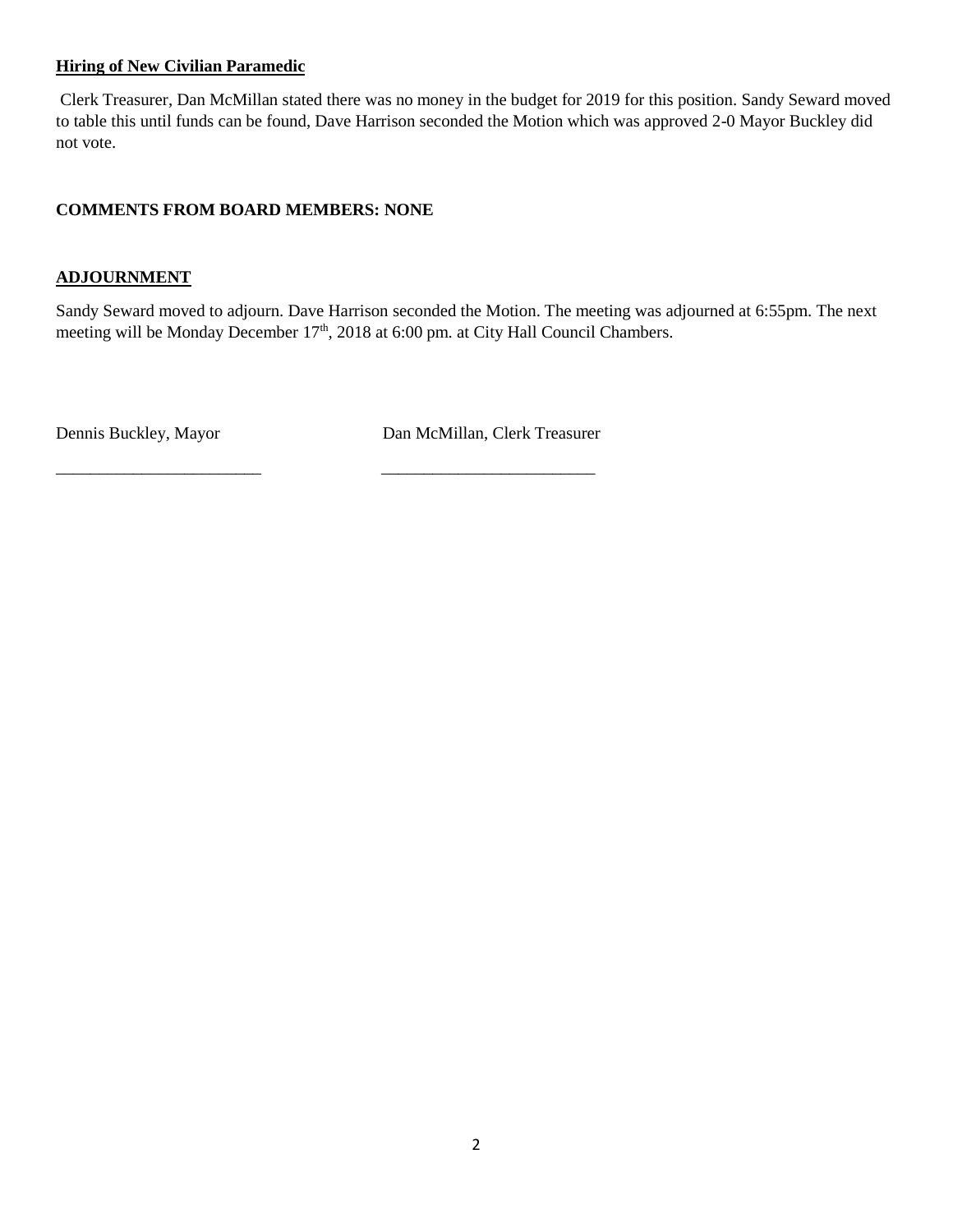**Hiring of New Civilian Paramedic**

Clerk Treasurer, Dan McMillan stated there was no money in the budget for 2019 for this position. Sandy Seward moved to table this until funds can be found, Dave Harrison seconded the Motion which was approved 2-0 Mayor Buckley did not vote.

**COMMENTS FROM BOARD MEMBERS: NONE**

**ADJOURNMENT**

Sandy Seward moved to adjourn. Dave Harrison seconded the Motion. The meeting was adjourned at 6:55pm. The next meeting will be Monday December 17th, 2018 at 6:00 pm. at City Hall Council Chambers.

Dennis Buckley, Mayor

________________________

Dan McMillan, Clerk Treasurer

_________________________